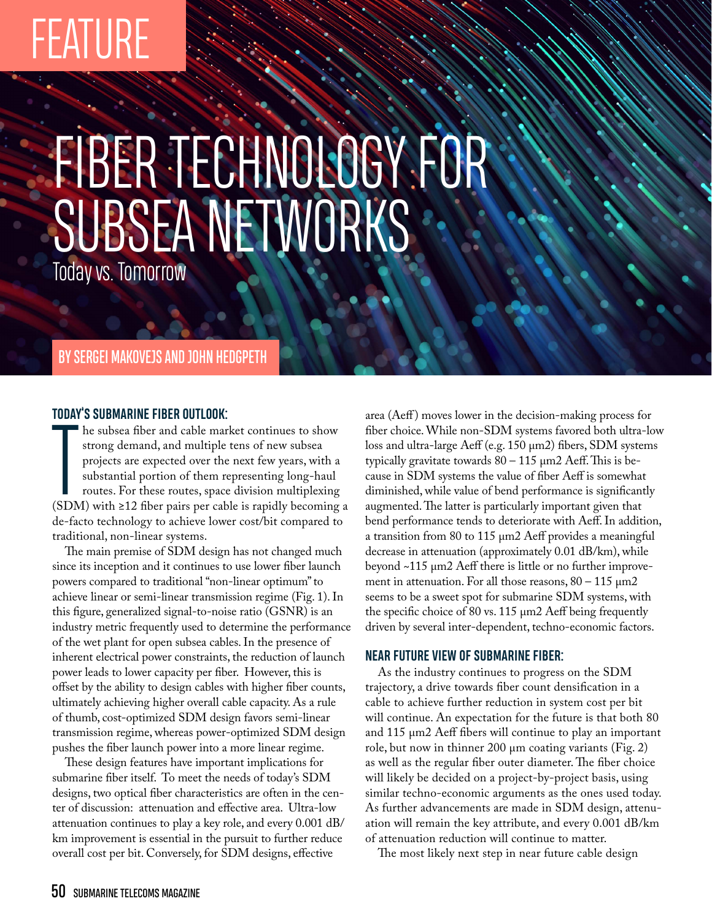FEATURE

# FIBER TECHNOLOGY FOR SUBSEA NETWORKS

## Today vs. Tomorrow

BY SERGEI MAKOVEJS AND JOHN HEDGPETH

### TODAY'S SUBMARINE FIBER OUTLOOK:

The subsea fiber and cable market continues to show strong demand, and multiple tens of new subsea projects are expected over the next few years, with a substantial portion of them representing long-haul routes. For these routes, space division multiplexing (SDM) with ≥12 fiber pairs per cable is rapidly becoming a de-facto technology to achieve lower cost/bit compared to traditional, non-linear systems.

The main premise of SDM design has not changed much since its inception and it continues to use lower fiber launch powers compared to traditional "non-linear optimum" to achieve linear or semi-linear transmission regime (Fig. 1). In this figure, generalized signal-to-noise ratio (GSNR) is an industry metric frequently used to determine the performance of the wet plant for open subsea cables. In the presence of inherent electrical power constraints, the reduction of launch power leads to lower capacity per fiber. However, this is offset by the ability to design cables with higher fiber counts, ultimately achieving higher overall cable capacity. As a rule of thumb, cost-optimized SDM design favors semi-linear transmission regime, whereas power-optimized SDM design pushes the fiber launch power into a more linear regime.

These design features have important implications for submarine fiber itself. To meet the needs of today's SDM designs, two optical fiber characteristics are often in the center of discussion: attenuation and effective area. Ultra-low attenuation continues to play a key role, and every 0.001 dB/km improvement is essential in the pursuit to further reduce overall cost per bit. Conversely, for SDM designs, effective area (Aeff) moves lower in the decision-making process for fiber choice. While non-SDM systems favored both ultra-low loss and ultra-large Aeff (e.g. 150 μm2) fibers, SDM systems typically gravitate towards 80 – 115 μm2 Aeff. This is because in SDM systems the value of fiber Aeff is somewhat diminished, while value of bend performance is significantly augmented. The latter is particularly important given that bend performance tends to deteriorate with Aeff. In addition, a transition from 80 to 115 μm2 Aeff provides a meaningful decrease in attenuation (approximately 0.01 dB/km), while beyond ~115 μm2 Aeff there is little or no further improvement in attenuation. For all those reasons, 80 – 115 μm2 seems to be a sweet spot for submarine SDM systems, with the specific choice of 80 vs. 115 μm2 Aeff being frequently driven by several inter-dependent, techno-economic factors.

### NEAR FUTURE VIEW OF SUBMARINE FIBER:

As the industry continues to progress on the SDM trajectory, a drive towards fiber count densification in a cable to achieve further reduction in system cost per bit will continue. An expectation for the future is that both 80 and 115 μm2 Aeff fibers will continue to play an important role, but now in thinner 200 μm coating variants (Fig. 2) as well as the regular fiber outer diameter. The fiber choice will likely be decided on a project-by-project basis, using similar techno-economic arguments as the ones used today. As further advancements are made in SDM design, attenuation will remain the key attribute, and every 0.001 dB/km of attenuation reduction will continue to matter.

The most likely next step in near future cable design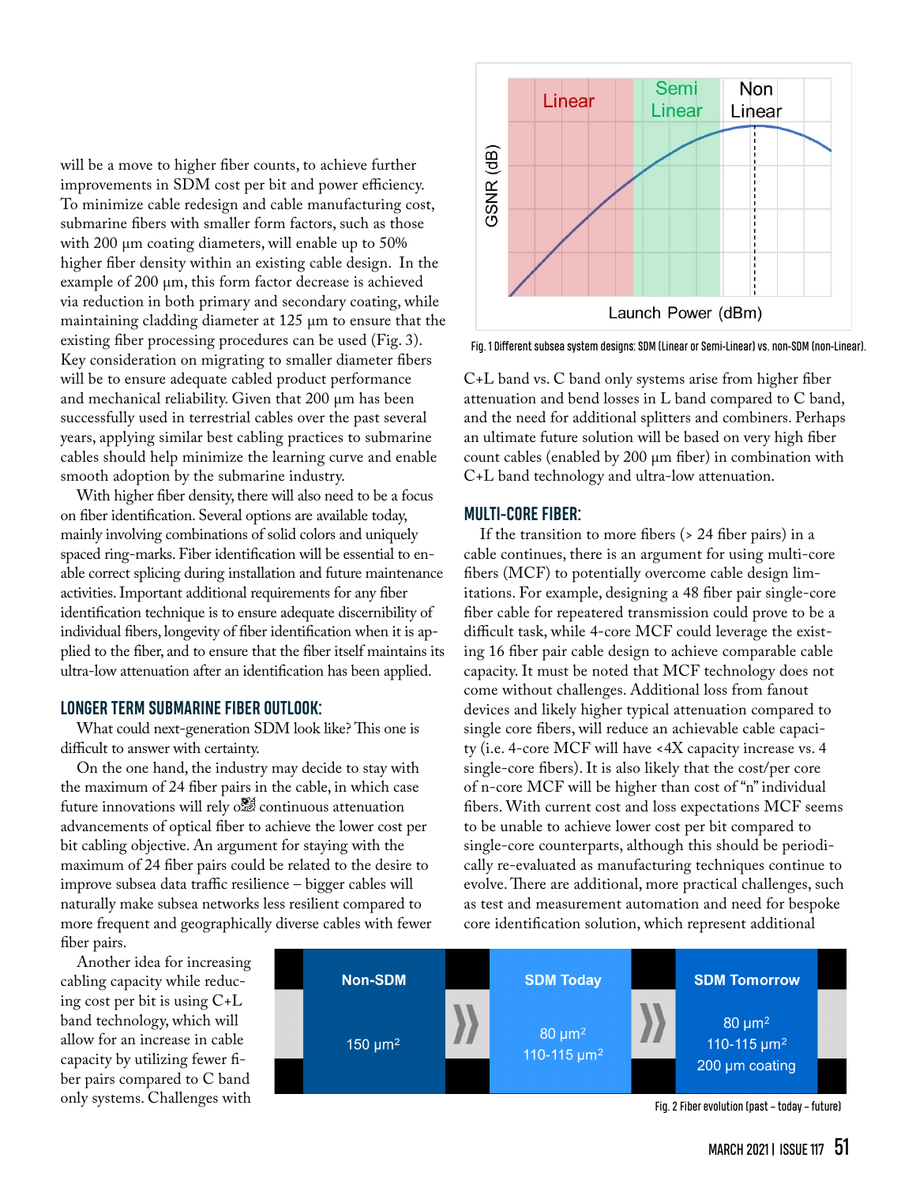will be a move to higher fiber counts, to achieve further improvements in SDM cost per bit and power efficiency. To minimize cable redesign and cable manufacturing cost, submarine fibers with smaller form factors, such as those with 200 µm coating diameters, will enable up to 50% higher fiber density within an existing cable design. In the example of 200 µm, this form factor decrease is achieved via reduction in both primary and secondary coating, while maintaining cladding diameter at 125 µm to ensure that the existing fiber processing procedures can be used (Fig. 3). Key consideration on migrating to smaller diameter fibers will be to ensure adequate cabled product performance and mechanical reliability. Given that 200 µm has been successfully used in terrestrial cables over the past several years, applying similar best cabling practices to submarine cables should help minimize the learning curve and enable smooth adoption by the submarine industry.

With higher fiber density, there will also need to be a focus on fiber identification. Several options are available today, mainly involving combinations of solid colors and uniquely spaced ring-marks. Fiber identification will be essential to enable correct splicing during installation and future maintenance activities. Important additional requirements for any fiber identification technique is to ensure adequate discernibility of individual fibers, longevity of fiber identification when it is applied to the fiber, and to ensure that the fiber itself maintains its ultra-low attenuation after an identification has been applied.

## LONGER TERM SUBMARINE FIBER OUTLOOK:

What could next-generation SDM look like? This one is difficult to answer with certainty.

On the one hand, the industry may decide to stay with the maximum of 24 fiber pairs in the cable, in which case future innovations will rely on continuous attenuation advancements of optical fiber to achieve the lower cost per bit cabling objective. An argument for staying with the maximum of 24 fiber pairs could be related to the desire to improve subsea data traffic resilience – bigger cables will naturally make subsea networks less resilient compared to more frequent and geographically diverse cables with fewer fiber pairs.

Another idea for increasing cabling capacity while reducing cost per bit is using C+L band technology, which will allow for an increase in cable capacity by utilizing fewer fiber pairs compared to C band only systems. Challenges with C+L band vs. C band only systems arise from higher fiber attenuation and bend losses in L band compared to C band, and the need for additional splitters and combiners. Perhaps an ultimate future solution will be based on very high fiber count cables (enabled by 200 µm fiber) in combination with C+L band technology and ultra-low attenuation.

Fig. 1 Different subsea system designs: SDM (Linear or Semi-Linear) vs. non-SDM (non-Linear).

## MULTI-CORE FIBER:

If the transition to more fibers (> 24 fiber pairs) in a cable continues, there is an argument for using multi-core fibers (MCF) to potentially overcome cable design limitations. For example, designing a 48 fiber pair single-core fiber cable for repeatered transmission could prove to be a difficult task, while 4-core MCF could leverage the existing 16 fiber pair cable design to achieve comparable cable capacity. It must be noted that MCF technology does not come without challenges. Additional loss from fanout devices and likely higher typical attenuation compared to single core fibers, will reduce an achievable cable capacity (i.e. 4-core MCF will have <4X capacity increase vs. 4 single-core fibers). It is also likely that the cost/per core of n-core MCF will be higher than cost of "n" individual fibers. With current cost and loss expectations MCF seems to be unable to achieve lower cost per bit compared to single-core counterparts, although this should be periodically re-evaluated as manufacturing techniques continue to evolve. There are additional, more practical challenges, such as test and measurement automation and need for bespoke core identification solution, which represent additional

Fig. 2 Fiber evolution (past – today – future)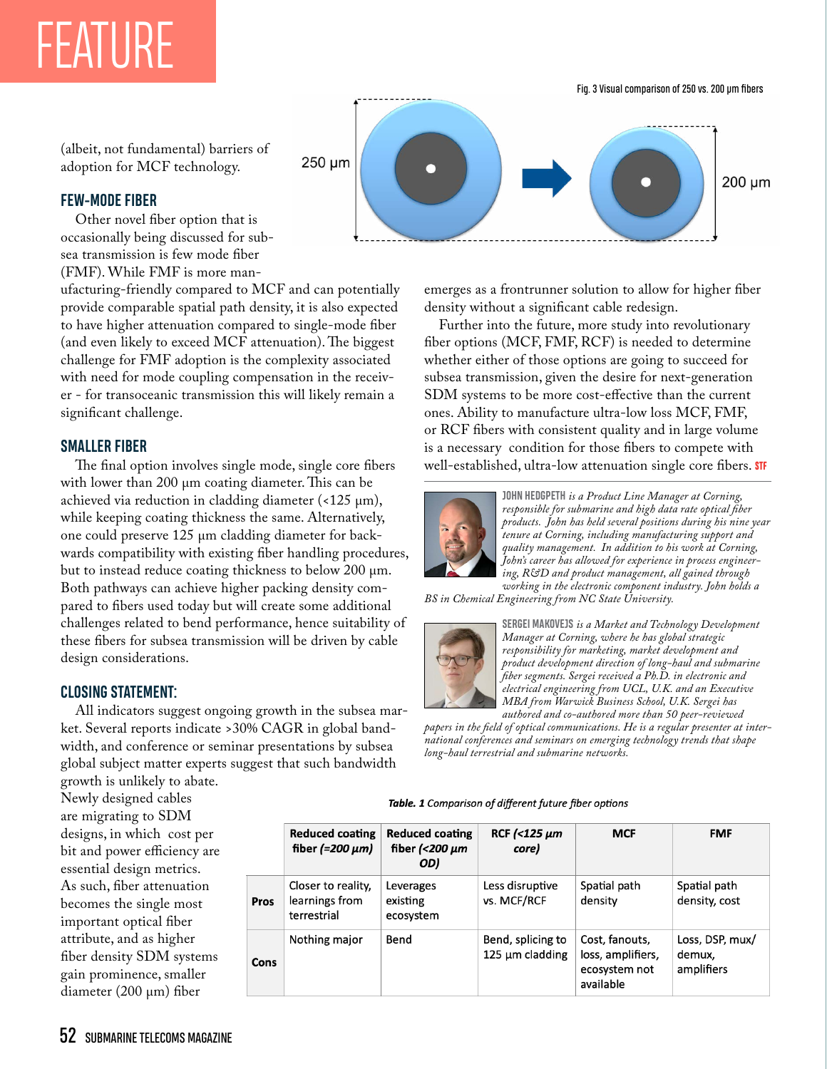(albeit, not fundamental) barriers of adoption for MCF technology.

Fig. 3 Visual comparison of 250 vs. 200 μm fibers

250 μm

200 μm

## FEW-MODE FIBER

Other novel fiber option that is occasionally being discussed for subsea transmission is few mode fiber (FMF). While FMF is more manufacturing-friendly compared to MCF and can potentially provide comparable spatial path density, it is also expected to have higher attenuation compared to single-mode fiber (and even likely to exceed MCF attenuation). The biggest challenge for FMF adoption is the complexity associated with need for mode coupling compensation in the receiver - for transoceanic transmission this will likely remain a significant challenge.

## SMALLER FIBER

The final option involves single mode, single core fibers with lower than 200 μm coating diameter. This can be achieved via reduction in cladding diameter (<125 μm), while keeping coating thickness the same. Alternatively, one could preserve 125 μm cladding diameter for backwards compatibility with existing fiber handling procedures, but to instead reduce coating thickness to below 200 μm. Both pathways can achieve higher packing density compared to fibers used today but will create some additional challenges related to bend performance, hence suitability of these fibers for subsea transmission will be driven by cable design considerations.

## CLOSING STATEMENT:

All indicators suggest ongoing growth in the subsea market. Several reports indicate >30% CAGR in global bandwidth, and conference or seminar presentations by subsea global subject matter experts suggest that such bandwidth growth is unlikely to abate. Newly designed cables are migrating to SDM designs, in which cost per bit and power efficiency are essential design metrics. As such, fiber attenuation becomes the single most important optical fiber attribute, and as higher fiber density SDM systems gain prominence, smaller diameter (200 μm) fiber emerges as a frontrunner solution to allow for higher fiber density without a significant cable redesign.

Further into the future, more study into revolutionary fiber options (MCF, FMF, RCF) is needed to determine whether either of those options are going to succeed for subsea transmission, given the desire for next-generation SDM systems to be more cost-effective than the current ones. Ability to manufacture ultra-low loss MCF, FMF, or RCF fibers with consistent quality and in large volume is a necessary condition for those fibers to compete with well-established, ultra-low attenuation single core fibers. STF

*Table. 1 Comparison of different future fiber options*

| | Reduced coating fiber (=200 μm) | Reduced coating fiber (<200 μm OD) | RCF (<125 μm core) | MCF | FMF |
|---|---|---|---|---|---|
| **Pros** | Closer to reality, learnings from terrestrial | Leverages existing ecosystem | Less disruptive vs. MCF/RCF | Spatial path density | Spatial path density, cost |
| **Cons** | Nothing major | Bend | Bend, splicing to 125 μm cladding | Cost, fanouts, loss, amplifiers, ecosystem not available | Loss, DSP, mux/demux, amplifiers |

**JOHN HEDGPETH** *is a Product Line Manager at Corning, responsible for submarine and high data rate optical fiber products. John has held several positions during his nine year tenure at Corning, including manufacturing support and quality management. In addition to his work at Corning, John's career has allowed for experience in process engineering, R&D and product management, all gained through working in the electronic component industry. John holds a BS in Chemical Engineering from NC State University.*

**SERGEI MAKOVEJS** *is a Market and Technology Development Manager at Corning, where he has global strategic responsibility for marketing, market development and product development direction of long-haul and submarine fiber segments. Sergei received a Ph.D. in electronic and electrical engineering from UCL, U.K. and an Executive MBA from Warwick Business School, U.K. Sergei has authored and co-authored more than 50 peer-reviewed papers in the field of optical communications. He is a regular presenter at international conferences and seminars on emerging technology trends that shape long-haul terrestrial and submarine networks.*